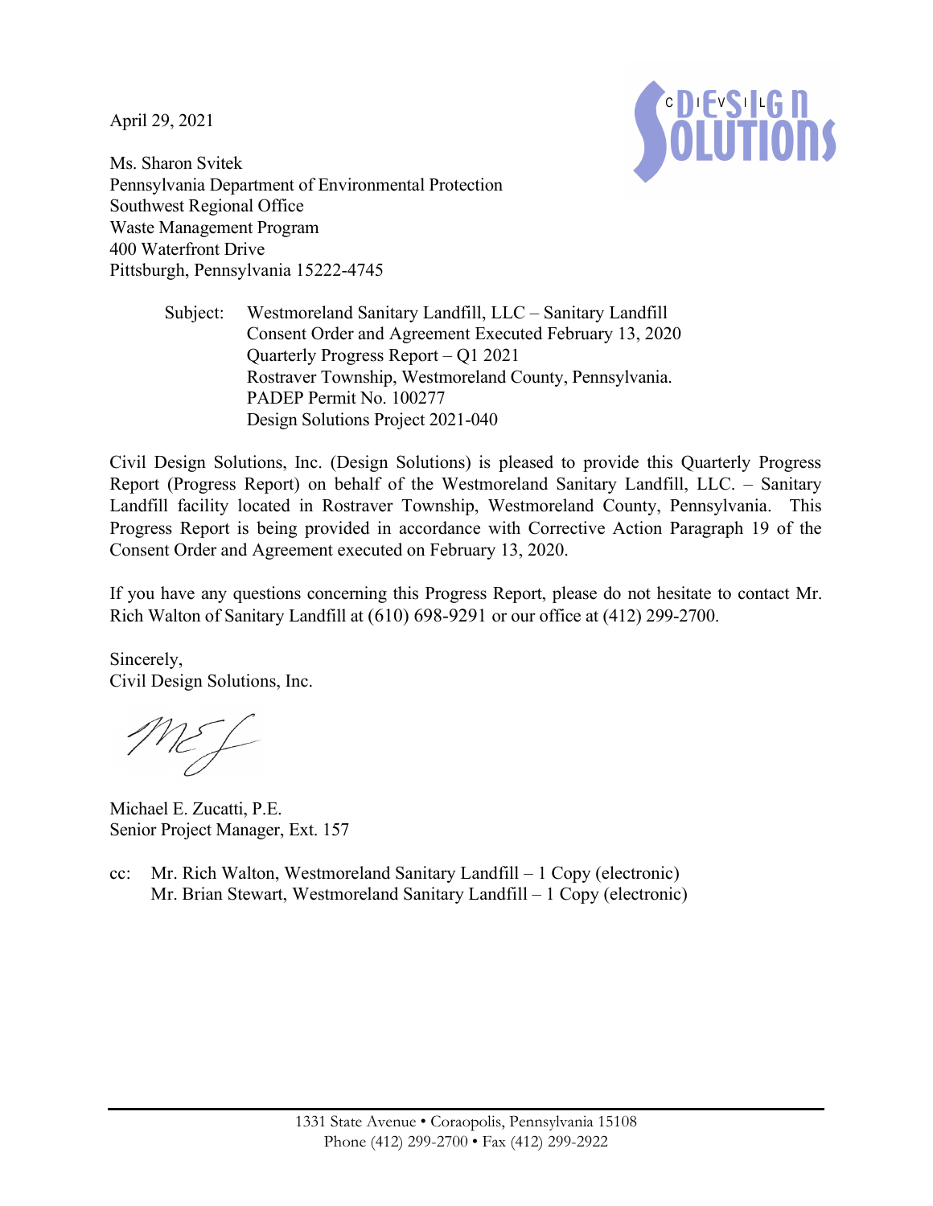April 29, 2021

Ms. Sharon Svitek
Pennsylvania Department of Environmental Protection
Southwest Regional Office
Waste Management Program
400 Waterfront Drive
Pittsburgh, Pennsylvania 15222-4745

Subject: Westmoreland Sanitary Landfill, LLC – Sanitary Landfill
Consent Order and Agreement Executed February 13, 2020
Quarterly Progress Report – Q1 2021
Rostraver Township, Westmoreland County, Pennsylvania.
PADEP Permit No. 100277
Design Solutions Project 2021-040

Civil Design Solutions, Inc. (Design Solutions) is pleased to provide this Quarterly Progress Report (Progress Report) on behalf of the Westmoreland Sanitary Landfill, LLC. – Sanitary Landfill facility located in Rostraver Township, Westmoreland County, Pennsylvania. This Progress Report is being provided in accordance with Corrective Action Paragraph 19 of the Consent Order and Agreement executed on February 13, 2020.

If you have any questions concerning this Progress Report, please do not hesitate to contact Mr. Rich Walton of Sanitary Landfill at (610) 698-9291 or our office at (412) 299-2700.

Sincerely,
Civil Design Solutions, Inc.

Michael E. Zucatti, P.E.
Senior Project Manager, Ext. 157

cc: Mr. Rich Walton, Westmoreland Sanitary Landfill – 1 Copy (electronic)
Mr. Brian Stewart, Westmoreland Sanitary Landfill – 1 Copy (electronic)

1331 State Avenue • Coraopolis, Pennsylvania 15108
Phone (412) 299-2700 • Fax (412) 299-2922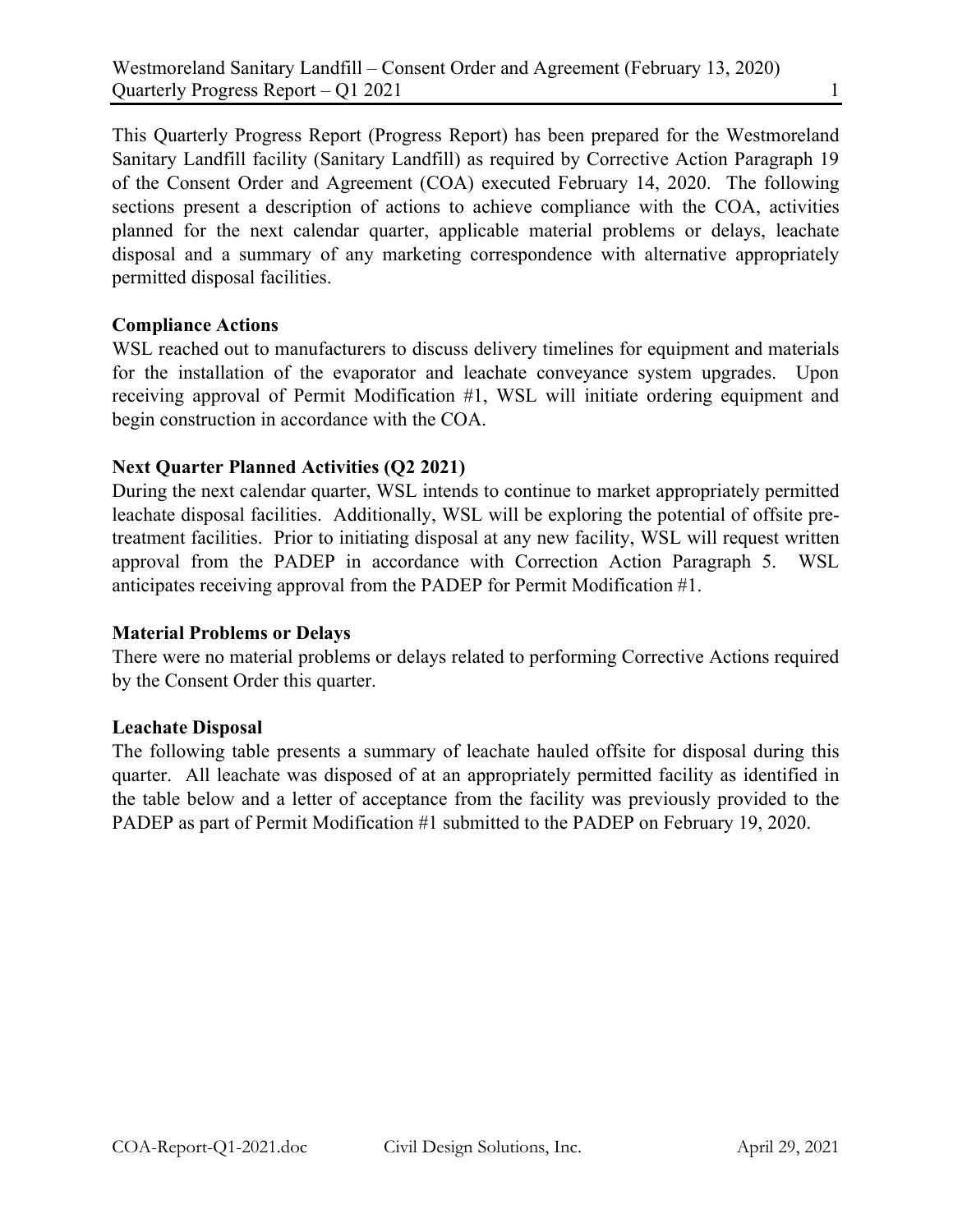This Quarterly Progress Report (Progress Report) has been prepared for the Westmoreland Sanitary Landfill facility (Sanitary Landfill) as required by Corrective Action Paragraph 19 of the Consent Order and Agreement (COA) executed February 14, 2020. The following sections present a description of actions to achieve compliance with the COA, activities planned for the next calendar quarter, applicable material problems or delays, leachate disposal and a summary of any marketing correspondence with alternative appropriately permitted disposal facilities.

**Compliance Actions**

WSL reached out to manufacturers to discuss delivery timelines for equipment and materials for the installation of the evaporator and leachate conveyance system upgrades. Upon receiving approval of Permit Modification #1, WSL will initiate ordering equipment and begin construction in accordance with the COA.

**Next Quarter Planned Activities (Q2 2021)**

During the next calendar quarter, WSL intends to continue to market appropriately permitted leachate disposal facilities. Additionally, WSL will be exploring the potential of offsite pre-treatment facilities. Prior to initiating disposal at any new facility, WSL will request written approval from the PADEP in accordance with Correction Action Paragraph 5. WSL anticipates receiving approval from the PADEP for Permit Modification #1.

**Material Problems or Delays**

There were no material problems or delays related to performing Corrective Actions required by the Consent Order this quarter.

**Leachate Disposal**

The following table presents a summary of leachate hauled offsite for disposal during this quarter. All leachate was disposed of at an appropriately permitted facility as identified in the table below and a letter of acceptance from the facility was previously provided to the PADEP as part of Permit Modification #1 submitted to the PADEP on February 19, 2020.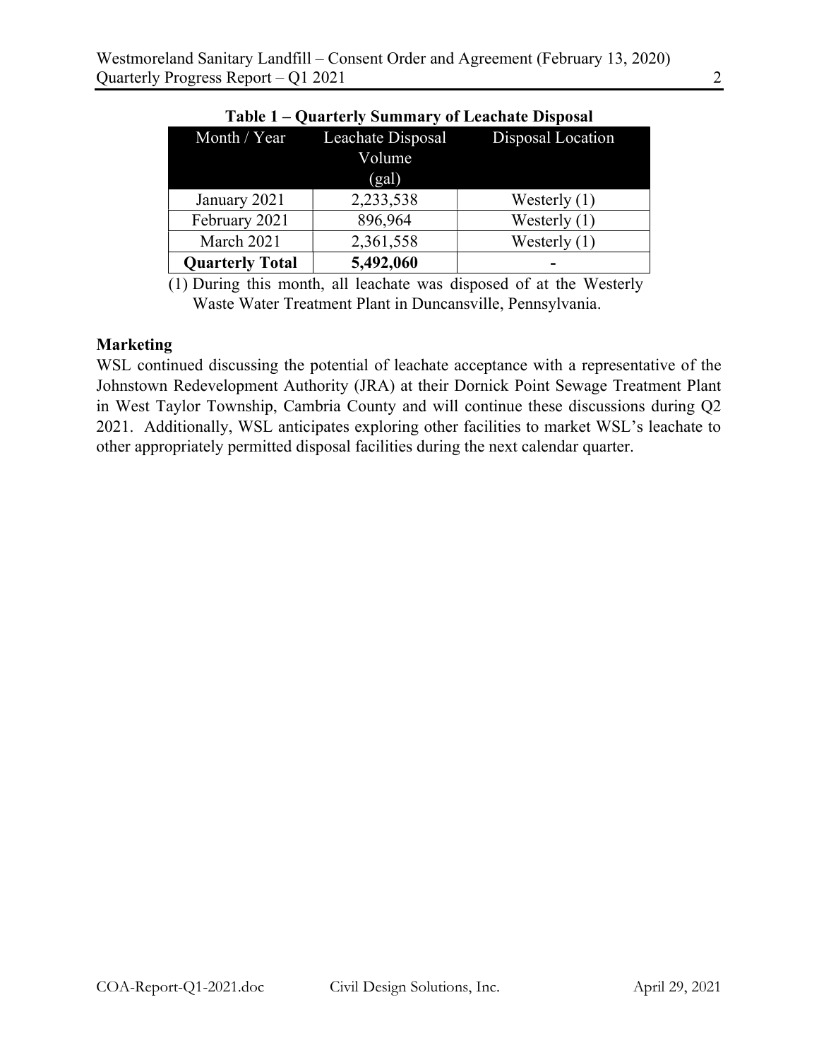**Table 1 – Quarterly Summary of Leachate Disposal**

| Month / Year | Leachate Disposal Volume (gal) | Disposal Location |
|---|---|---|
| January 2021 | 2,233,538 | Westerly (1) |
| February 2021 | 896,964 | Westerly (1) |
| March 2021 | 2,361,558 | Westerly (1) |
| **Quarterly Total** | **5,492,060** | - |

(1) During this month, all leachate was disposed of at the Westerly Waste Water Treatment Plant in Duncansville, Pennsylvania.

**Marketing**

WSL continued discussing the potential of leachate acceptance with a representative of the Johnstown Redevelopment Authority (JRA) at their Dornick Point Sewage Treatment Plant in West Taylor Township, Cambria County and will continue these discussions during Q2 2021. Additionally, WSL anticipates exploring other facilities to market WSL's leachate to other appropriately permitted disposal facilities during the next calendar quarter.